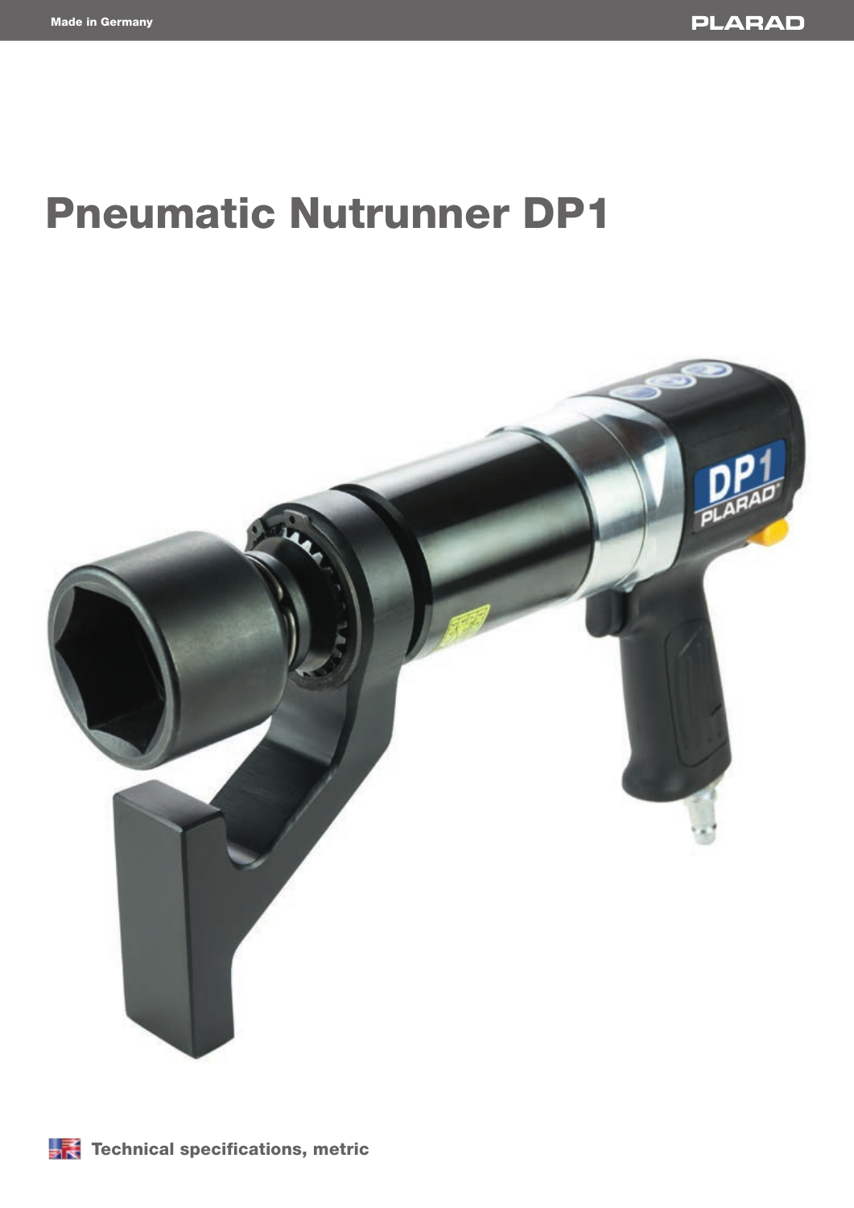Made in Germany

PLARAD

# Pneumatic Nutrunner DP1

**Technical specifications, metric**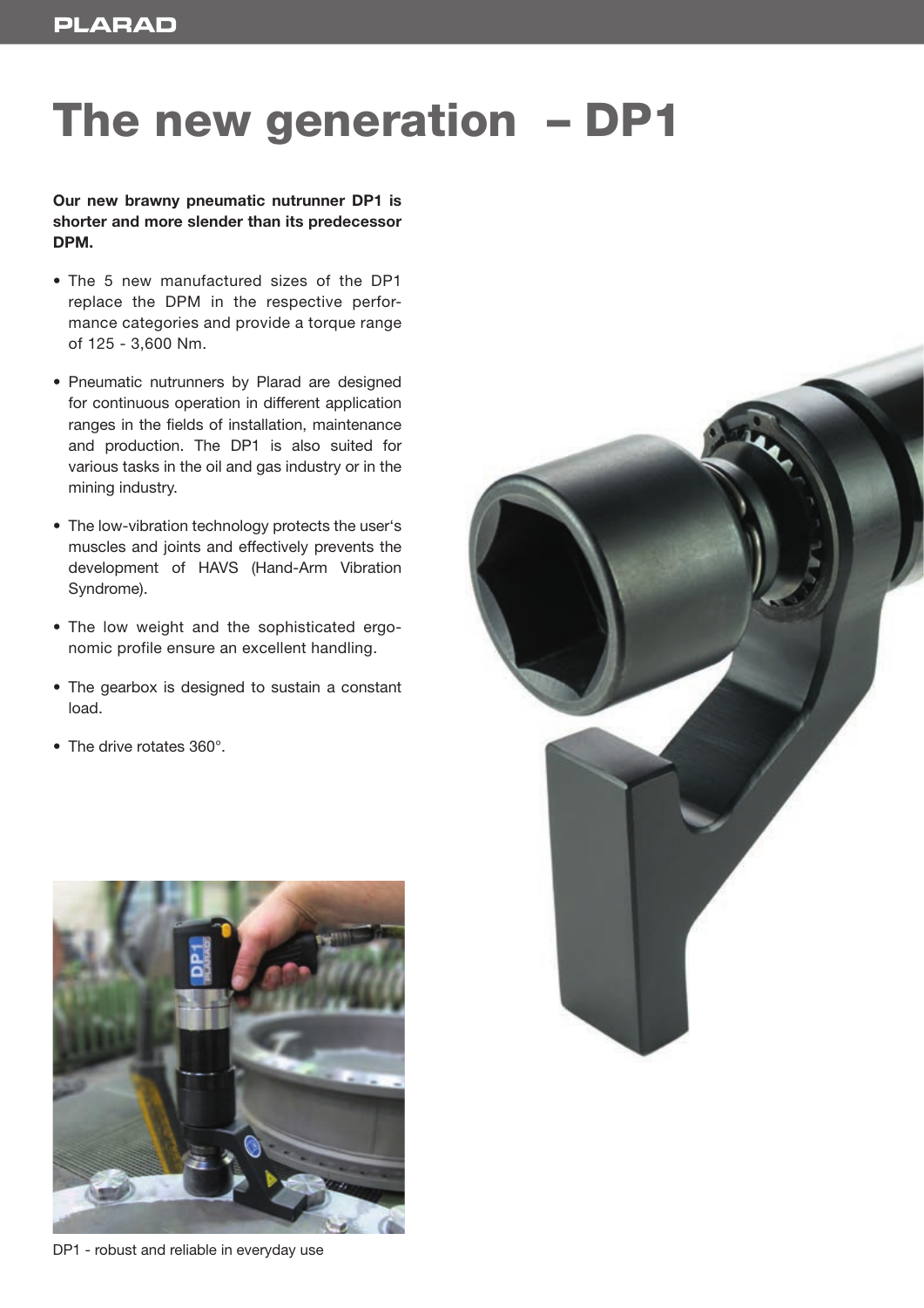# The new generation – DP1

**Our new brawny pneumatic nutrunner DP1 is shorter and more slender than its predecessor DPM.**

- The 5 new manufactured sizes of the DP1 replace the DPM in the respective performance categories and provide a torque range of 125 - 3,600 Nm.
- Pneumatic nutrunners by Plarad are designed for continuous operation in different application ranges in the fields of installation, maintenance and production. The DP1 is also suited for various tasks in the oil and gas industry or in the mining industry.
- The low-vibration technology protects the user's muscles and joints and effectively prevents the development of HAVS (Hand-Arm Vibration Syndrome).
- The low weight and the sophisticated ergonomic profile ensure an excellent handling.
- The gearbox is designed to sustain a constant load.
- The drive rotates 360°.

DP1 - robust and reliable in everyday use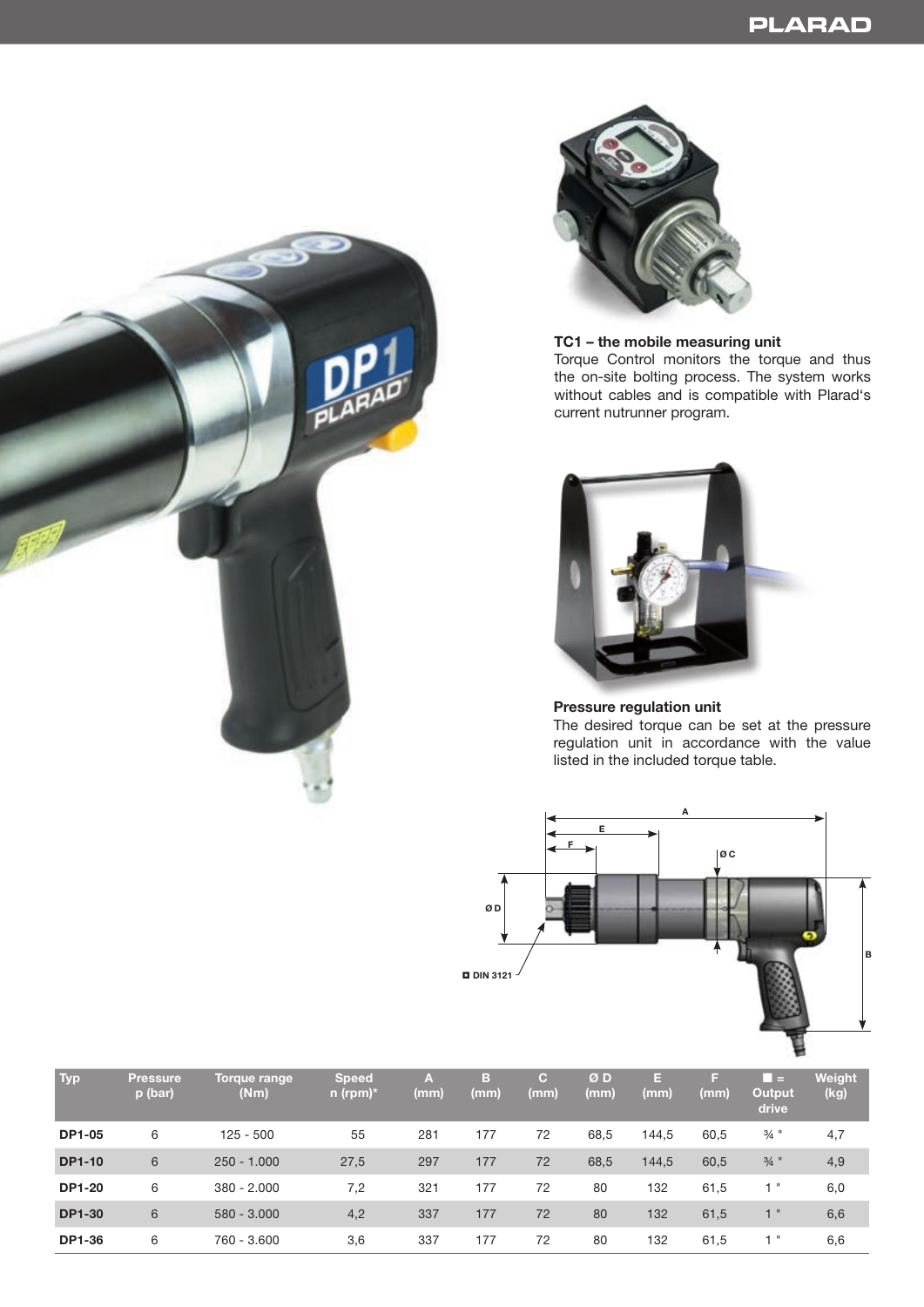**TC1 – the mobile measuring unit**
Torque Control monitors the torque and thus the on-site bolting process. The system works without cables and is compatible with Plarad's current nutrunner program.

**Pressure regulation unit**
The desired torque can be set at the pressure regulation unit in accordance with the value listed in the included torque table.

| Typ | Pressure p (bar) | Torque range (Nm) | Speed n (rpm)* | A (mm) | B (mm) | C (mm) | Ø D (mm) | E (mm) | F (mm) | ■ = Output drive | Weight (kg) |
|---|---|---|---|---|---|---|---|---|---|---|---|
| **DP1-05** | 6 | 125 - 500 | 55 | 281 | 177 | 72 | 68,5 | 144,5 | 60,5 | ¾ " | 4,7 |
| **DP1-10** | 6 | 250 - 1.000 | 27,5 | 297 | 177 | 72 | 68,5 | 144,5 | 60,5 | ¾ " | 4,9 |
| **DP1-20** | 6 | 380 - 2.000 | 7,2 | 321 | 177 | 72 | 80 | 132 | 61,5 | 1 " | 6,0 |
| **DP1-30** | 6 | 580 - 3.000 | 4,2 | 337 | 177 | 72 | 80 | 132 | 61,5 | 1 " | 6,6 |
| **DP1-36** | 6 | 760 - 3.600 | 3,6 | 337 | 177 | 72 | 80 | 132 | 61,5 | 1 " | 6,6 |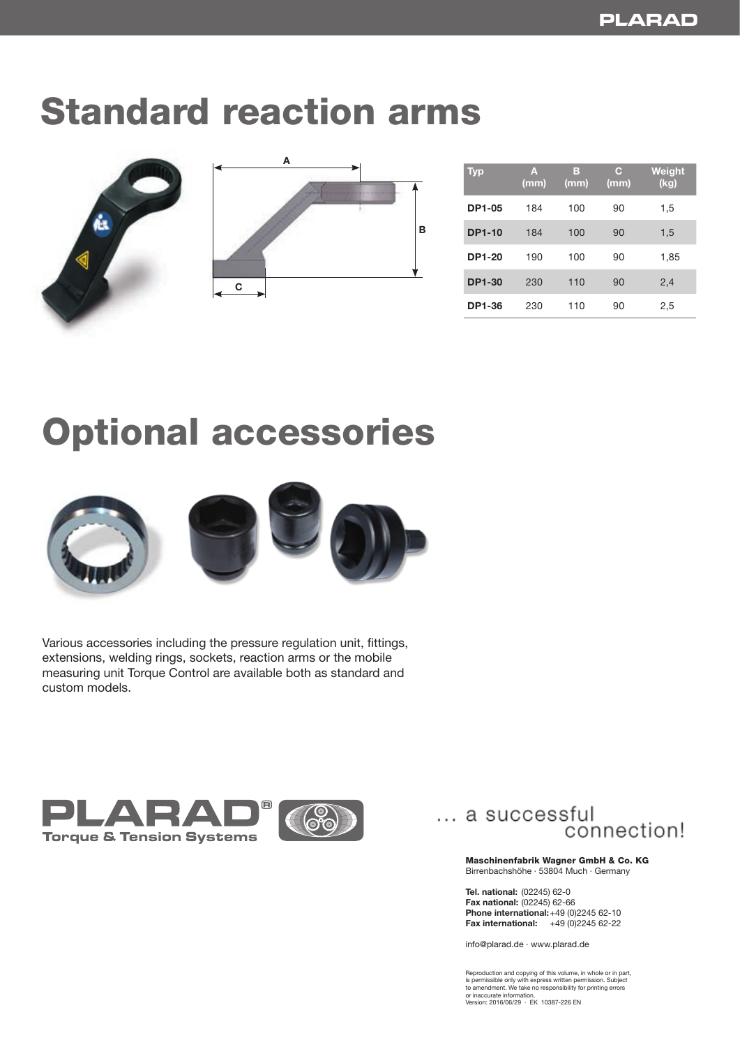# Standard reaction arms

A

B

C

| Typ | A (mm) | B (mm) | C (mm) | Weight (kg) |
|---|---|---|---|---|
| **DP1-05** | 184 | 100 | 90 | 1,5 |
| **DP1-10** | 184 | 100 | 90 | 1,5 |
| **DP1-20** | 190 | 100 | 90 | 1,85 |
| **DP1-30** | 230 | 110 | 90 | 2,4 |
| **DP1-36** | 230 | 110 | 90 | 2,5 |

# Optional accessories

Various accessories including the pressure regulation unit, fittings, extensions, welding rings, sockets, reaction arms or the mobile measuring unit Torque Control are available both as standard and custom models.

PLARAD®
Torque & Tension Systems

... a successful connection!

**Maschinenfabrik Wagner GmbH & Co. KG**
Birrenbachshöhe · 53804 Much · Germany

**Tel. national:** (02245) 62-0
**Fax national:** (02245) 62-66
**Phone international:** +49 (0)2245 62-10
**Fax international:** +49 (0)2245 62-22

info@plarad.de · www.plarad.de

Reproduction and copying of this volume, in whole or in part, is permissible only with express written permission. Subject to amendment. We take no responsibility for printing errors or inaccurate information.
Version: 2016/06/29 · EK 10387-226 EN